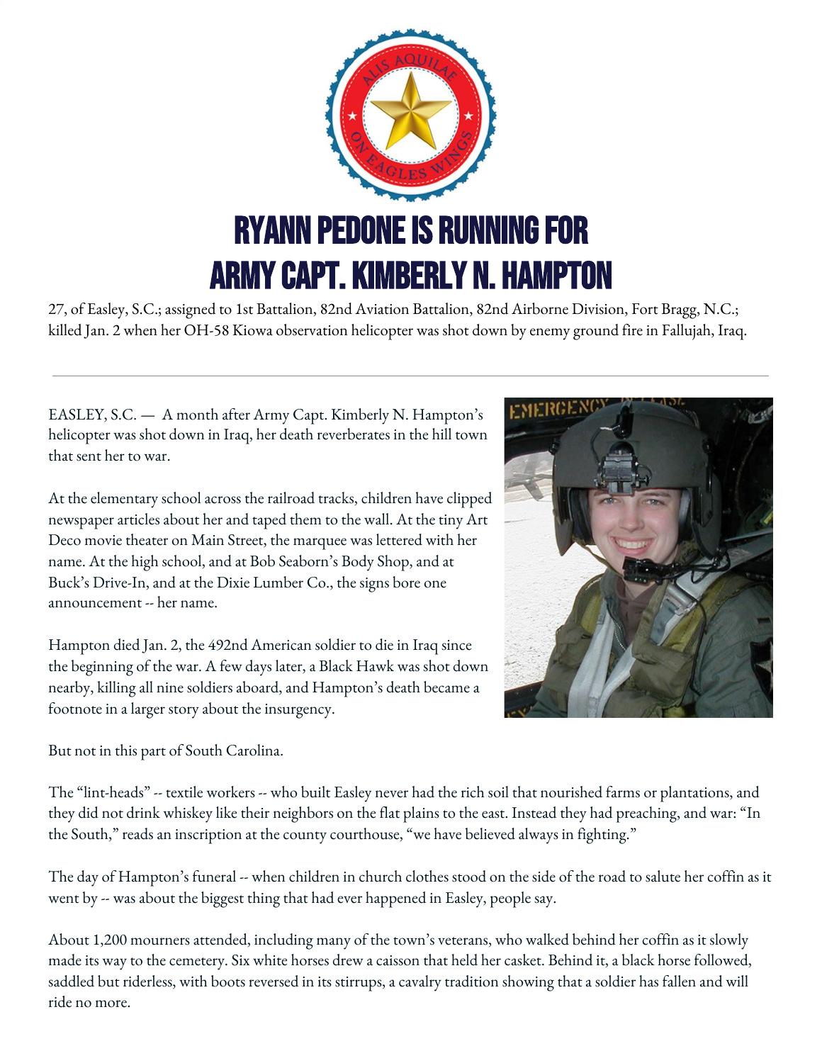# RYANN PEDONE IS RUNNING FOR ARMY CAPT. KIMBERLY N. HAMPTON

27, of Easley, S.C.; assigned to 1st Battalion, 82nd Aviation Battalion, 82nd Airborne Division, Fort Bragg, N.C.; killed Jan. 2 when her OH-58 Kiowa observation helicopter was shot down by enemy ground fire in Fallujah, Iraq.

---

EASLEY, S.C. — A month after Army Capt. Kimberly N. Hampton's helicopter was shot down in Iraq, her death reverberates in the hill town that sent her to war.

At the elementary school across the railroad tracks, children have clipped newspaper articles about her and taped them to the wall. At the tiny Art Deco movie theater on Main Street, the marquee was lettered with her name. At the high school, and at Bob Seaborn's Body Shop, and at Buck's Drive-In, and at the Dixie Lumber Co., the signs bore one announcement -- her name.

Hampton died Jan. 2, the 492nd American soldier to die in Iraq since the beginning of the war. A few days later, a Black Hawk was shot down nearby, killing all nine soldiers aboard, and Hampton's death became a footnote in a larger story about the insurgency.

But not in this part of South Carolina.

The "lint-heads" -- textile workers -- who built Easley never had the rich soil that nourished farms or plantations, and they did not drink whiskey like their neighbors on the flat plains to the east. Instead they had preaching, and war: "In the South," reads an inscription at the county courthouse, "we have believed always in fighting."

The day of Hampton's funeral -- when children in church clothes stood on the side of the road to salute her coffin as it went by -- was about the biggest thing that had ever happened in Easley, people say.

About 1,200 mourners attended, including many of the town's veterans, who walked behind her coffin as it slowly made its way to the cemetery. Six white horses drew a caisson that held her casket. Behind it, a black horse followed, saddled but riderless, with boots reversed in its stirrups, a cavalry tradition showing that a soldier has fallen and will ride no more.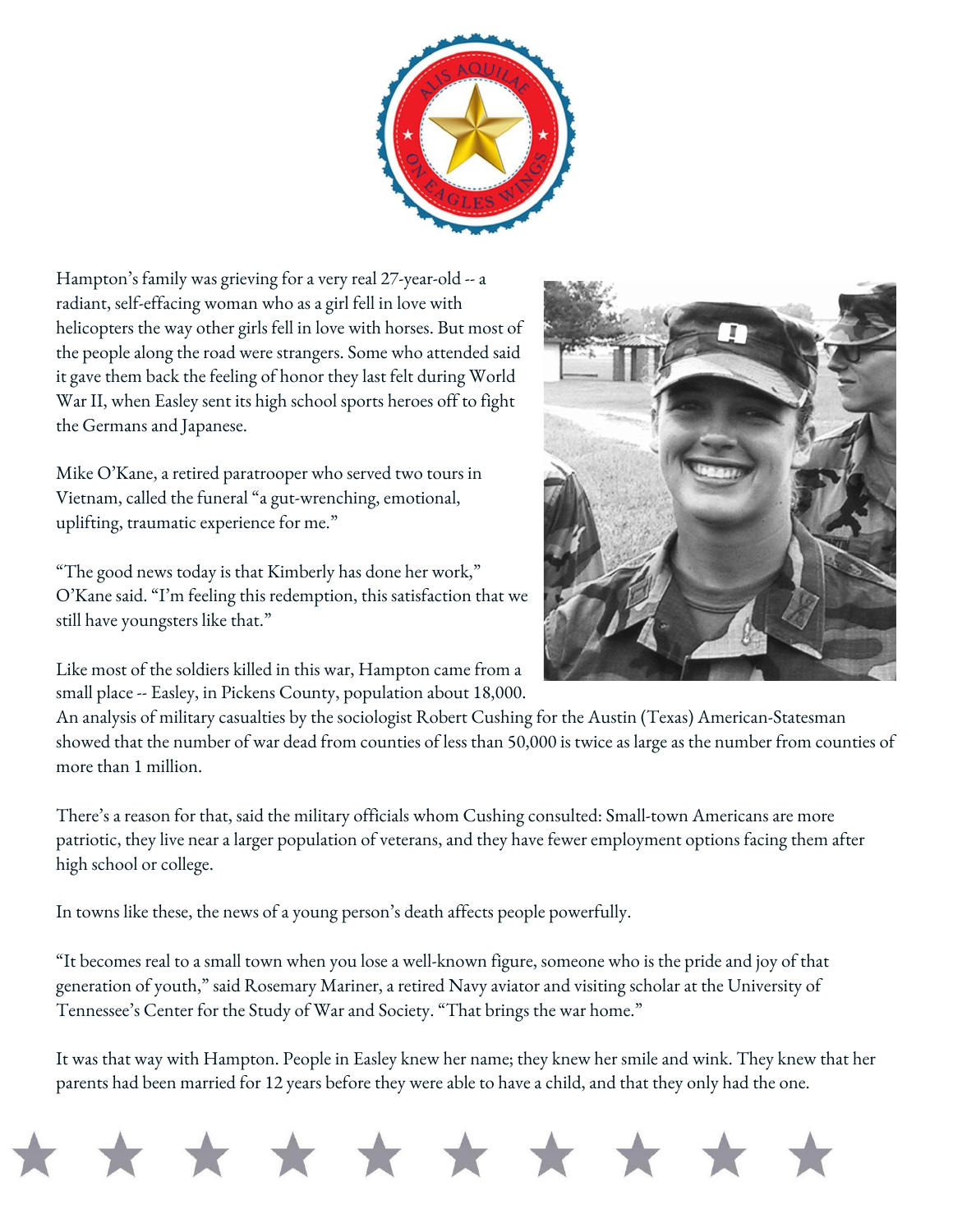Hampton's family was grieving for a very real 27-year-old -- a radiant, self-effacing woman who as a girl fell in love with helicopters the way other girls fell in love with horses. But most of the people along the road were strangers. Some who attended said it gave them back the feeling of honor they last felt during World War II, when Easley sent its high school sports heroes off to fight the Germans and Japanese.

Mike O'Kane, a retired paratrooper who served two tours in Vietnam, called the funeral "a gut-wrenching, emotional, uplifting, traumatic experience for me."

"The good news today is that Kimberly has done her work," O'Kane said. "I'm feeling this redemption, this satisfaction that we still have youngsters like that."

Like most of the soldiers killed in this war, Hampton came from a small place -- Easley, in Pickens County, population about 18,000. An analysis of military casualties by the sociologist Robert Cushing for the Austin (Texas) American-Statesman showed that the number of war dead from counties of less than 50,000 is twice as large as the number from counties of more than 1 million.

There's a reason for that, said the military officials whom Cushing consulted: Small-town Americans are more patriotic, they live near a larger population of veterans, and they have fewer employment options facing them after high school or college.

In towns like these, the news of a young person's death affects people powerfully.

"It becomes real to a small town when you lose a well-known figure, someone who is the pride and joy of that generation of youth," said Rosemary Mariner, a retired Navy aviator and visiting scholar at the University of Tennessee's Center for the Study of War and Society. "That brings the war home."

It was that way with Hampton. People in Easley knew her name; they knew her smile and wink. They knew that her parents had been married for 12 years before they were able to have a child, and that they only had the one.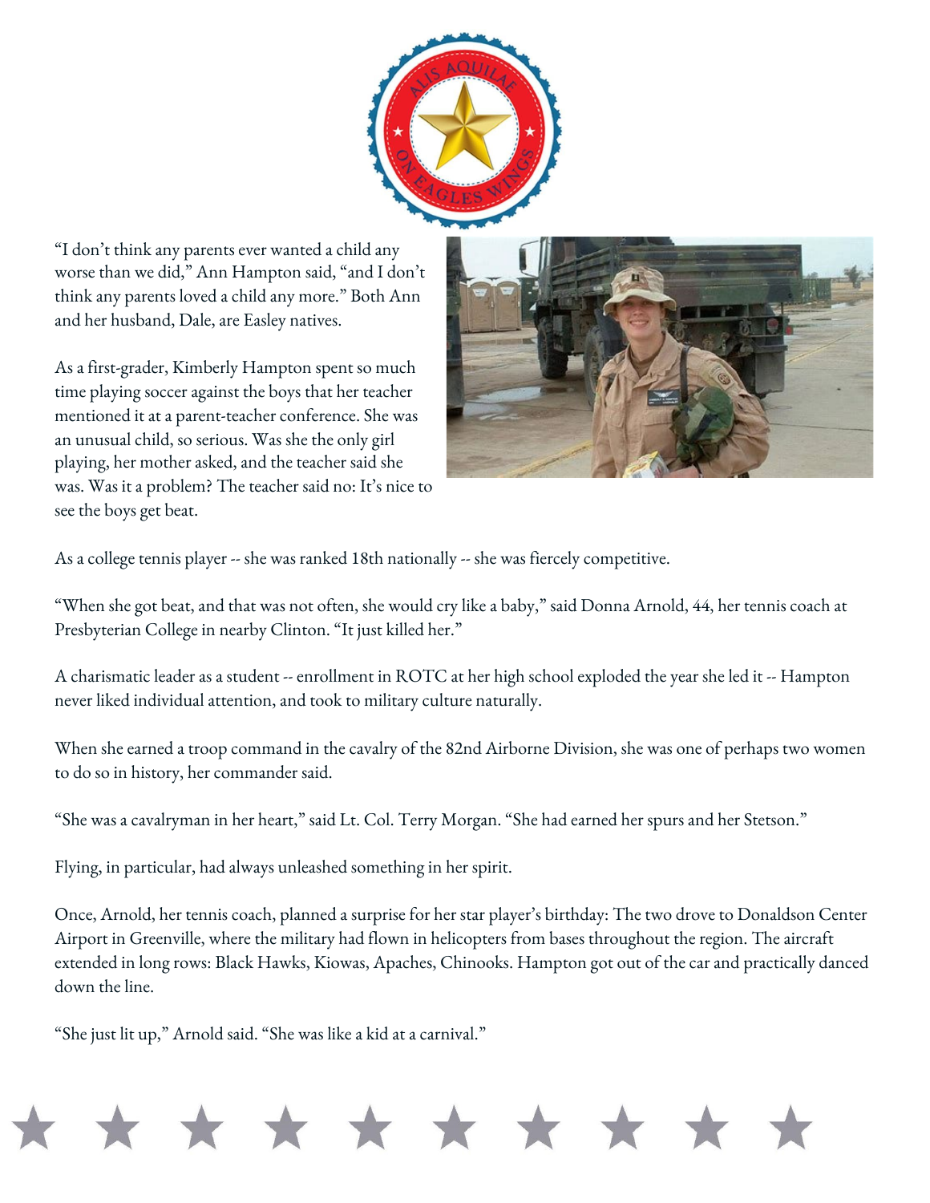“I don’t think any parents ever wanted a child any worse than we did,” Ann Hampton said, “and I don’t think any parents loved a child any more.” Both Ann and her husband, Dale, are Easley natives.

As a first-grader, Kimberly Hampton spent so much time playing soccer against the boys that her teacher mentioned it at a parent-teacher conference. She was an unusual child, so serious. Was she the only girl playing, her mother asked, and the teacher said she was. Was it a problem? The teacher said no: It’s nice to see the boys get beat.

As a college tennis player -- she was ranked 18th nationally -- she was fiercely competitive.

“When she got beat, and that was not often, she would cry like a baby,” said Donna Arnold, 44, her tennis coach at Presbyterian College in nearby Clinton. “It just killed her.”

A charismatic leader as a student -- enrollment in ROTC at her high school exploded the year she led it -- Hampton never liked individual attention, and took to military culture naturally.

When she earned a troop command in the cavalry of the 82nd Airborne Division, she was one of perhaps two women to do so in history, her commander said.

“She was a cavalryman in her heart,” said Lt. Col. Terry Morgan. “She had earned her spurs and her Stetson.”

Flying, in particular, had always unleashed something in her spirit.

Once, Arnold, her tennis coach, planned a surprise for her star player’s birthday: The two drove to Donaldson Center Airport in Greenville, where the military had flown in helicopters from bases throughout the region. The aircraft extended in long rows: Black Hawks, Kiowas, Apaches, Chinooks. Hampton got out of the car and practically danced down the line.

“She just lit up,” Arnold said. “She was like a kid at a carnival.”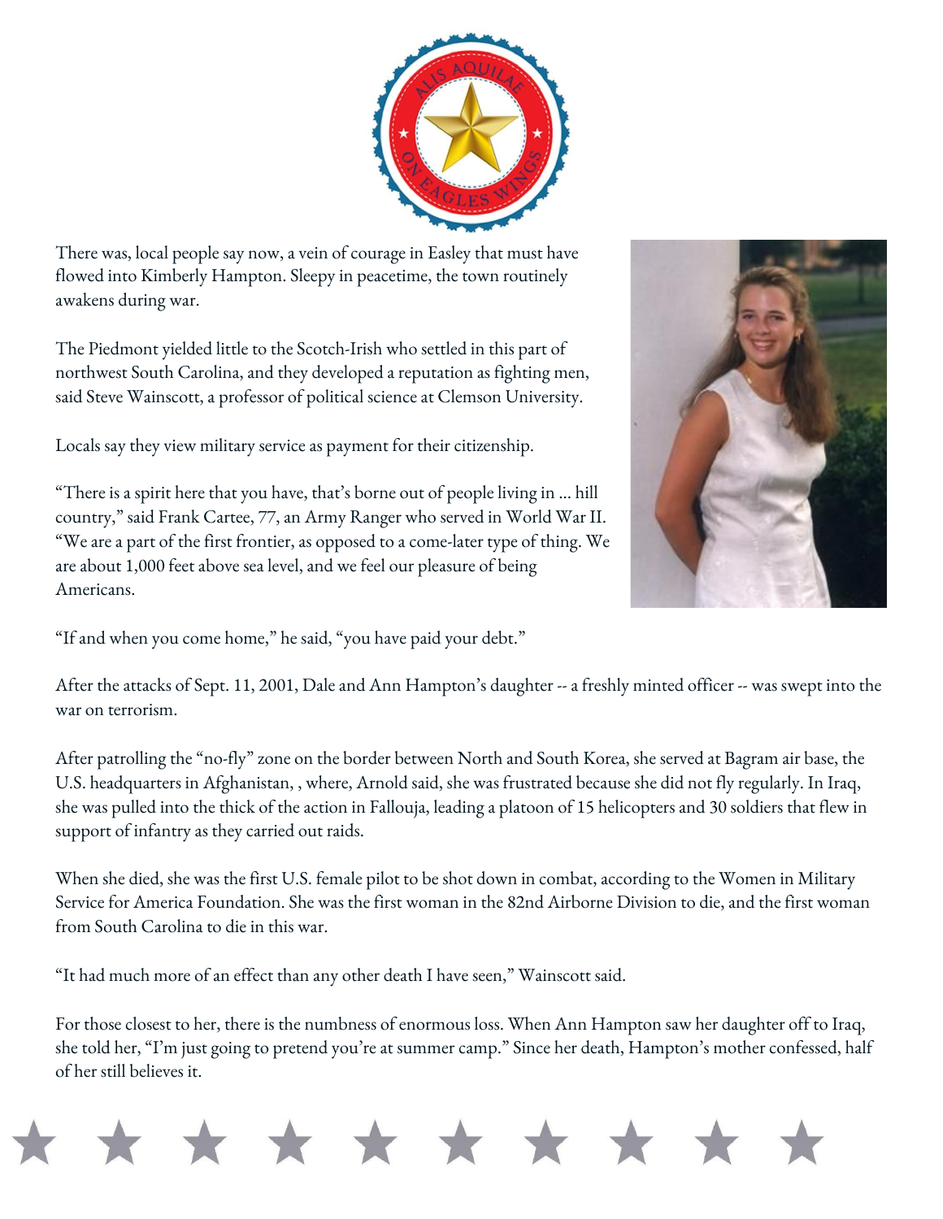There was, local people say now, a vein of courage in Easley that must have flowed into Kimberly Hampton. Sleepy in peacetime, the town routinely awakens during war.

The Piedmont yielded little to the Scotch-Irish who settled in this part of northwest South Carolina, and they developed a reputation as fighting men, said Steve Wainscott, a professor of political science at Clemson University.

Locals say they view military service as payment for their citizenship.

"There is a spirit here that you have, that's borne out of people living in … hill country," said Frank Cartee, 77, an Army Ranger who served in World War II. "We are a part of the first frontier, as opposed to a come-later type of thing. We are about 1,000 feet above sea level, and we feel our pleasure of being Americans.

"If and when you come home," he said, "you have paid your debt."

After the attacks of Sept. 11, 2001, Dale and Ann Hampton's daughter -- a freshly minted officer -- was swept into the war on terrorism.

After patrolling the "no-fly" zone on the border between North and South Korea, she served at Bagram air base, the U.S. headquarters in Afghanistan, , where, Arnold said, she was frustrated because she did not fly regularly. In Iraq, she was pulled into the thick of the action in Fallouja, leading a platoon of 15 helicopters and 30 soldiers that flew in support of infantry as they carried out raids.

When she died, she was the first U.S. female pilot to be shot down in combat, according to the Women in Military Service for America Foundation. She was the first woman in the 82nd Airborne Division to die, and the first woman from South Carolina to die in this war.

"It had much more of an effect than any other death I have seen," Wainscott said.

For those closest to her, there is the numbness of enormous loss. When Ann Hampton saw her daughter off to Iraq, she told her, "I'm just going to pretend you're at summer camp." Since her death, Hampton's mother confessed, half of her still believes it.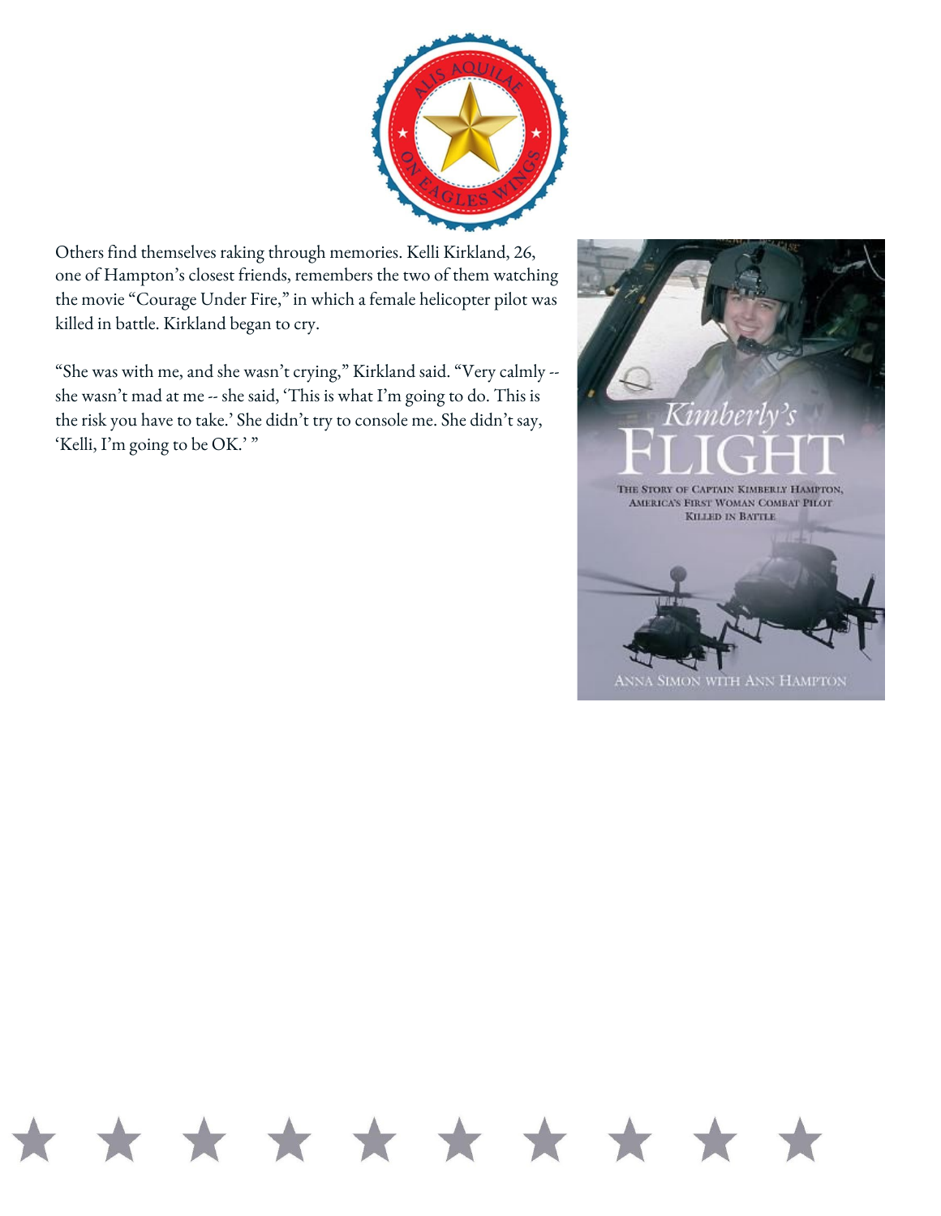Others find themselves raking through memories. Kelli Kirkland, 26, one of Hampton's closest friends, remembers the two of them watching the movie "Courage Under Fire," in which a female helicopter pilot was killed in battle. Kirkland began to cry.

"She was with me, and she wasn't crying," Kirkland said. "Very calmly -- she wasn't mad at me -- she said, 'This is what I'm going to do. This is the risk you have to take.' She didn't try to console me. She didn't say, 'Kelli, I'm going to be OK.' "